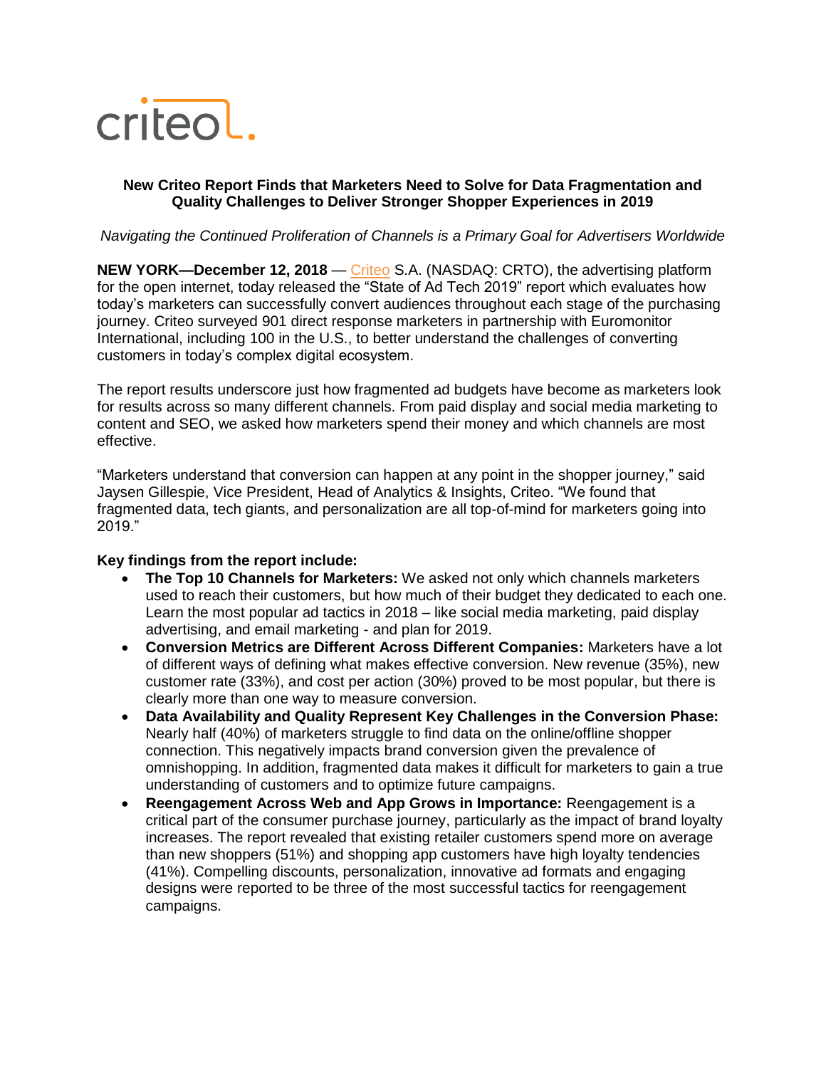criteo

**New Criteo Report Finds that Marketers Need to Solve for Data Fragmentation and Quality Challenges to Deliver Stronger Shopper Experiences in 2019**

*Navigating the Continued Proliferation of Channels is a Primary Goal for Advertisers Worldwide*

**NEW YORK—December 12, 2018** — Criteo S.A. (NASDAQ: CRTO), the advertising platform for the open internet, today released the "State of Ad Tech 2019" report which evaluates how today's marketers can successfully convert audiences throughout each stage of the purchasing journey. Criteo surveyed 901 direct response marketers in partnership with Euromonitor International, including 100 in the U.S., to better understand the challenges of converting customers in today's complex digital ecosystem.

The report results underscore just how fragmented ad budgets have become as marketers look for results across so many different channels. From paid display and social media marketing to content and SEO, we asked how marketers spend their money and which channels are most effective.

"Marketers understand that conversion can happen at any point in the shopper journey," said Jaysen Gillespie, Vice President, Head of Analytics & Insights, Criteo. "We found that fragmented data, tech giants, and personalization are all top-of-mind for marketers going into 2019."

**Key findings from the report include:**

- **The Top 10 Channels for Marketers:** We asked not only which channels marketers used to reach their customers, but how much of their budget they dedicated to each one. Learn the most popular ad tactics in 2018 – like social media marketing, paid display advertising, and email marketing - and plan for 2019.
- **Conversion Metrics are Different Across Different Companies:** Marketers have a lot of different ways of defining what makes effective conversion. New revenue (35%), new customer rate (33%), and cost per action (30%) proved to be most popular, but there is clearly more than one way to measure conversion.
- **Data Availability and Quality Represent Key Challenges in the Conversion Phase:** Nearly half (40%) of marketers struggle to find data on the online/offline shopper connection. This negatively impacts brand conversion given the prevalence of omnishopping. In addition, fragmented data makes it difficult for marketers to gain a true understanding of customers and to optimize future campaigns.
- **Reengagement Across Web and App Grows in Importance:** Reengagement is a critical part of the consumer purchase journey, particularly as the impact of brand loyalty increases. The report revealed that existing retailer customers spend more on average than new shoppers (51%) and shopping app customers have high loyalty tendencies (41%). Compelling discounts, personalization, innovative ad formats and engaging designs were reported to be three of the most successful tactics for reengagement campaigns.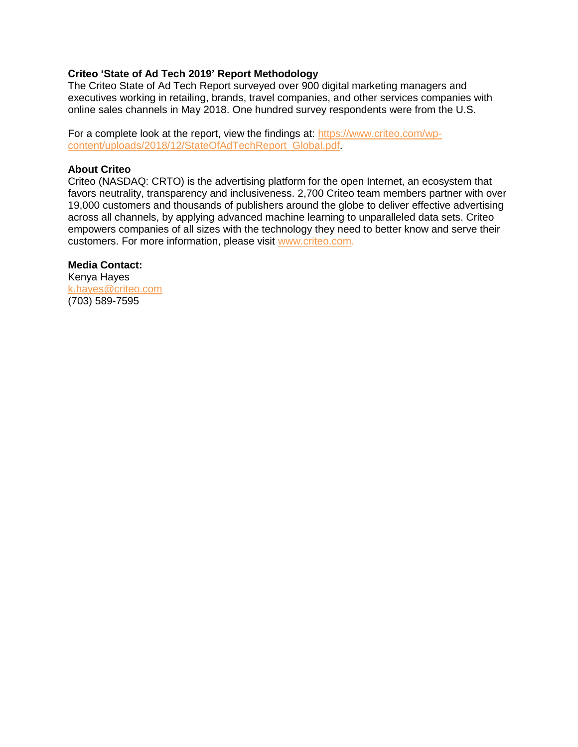**Criteo 'State of Ad Tech 2019' Report Methodology**
The Criteo State of Ad Tech Report surveyed over 900 digital marketing managers and executives working in retailing, brands, travel companies, and other services companies with online sales channels in May 2018. One hundred survey respondents were from the U.S.

For a complete look at the report, view the findings at: https://www.criteo.com/wp-content/uploads/2018/12/StateOfAdTechReport_Global.pdf.

**About Criteo**
Criteo (NASDAQ: CRTO) is the advertising platform for the open Internet, an ecosystem that favors neutrality, transparency and inclusiveness. 2,700 Criteo team members partner with over 19,000 customers and thousands of publishers around the globe to deliver effective advertising across all channels, by applying advanced machine learning to unparalleled data sets. Criteo empowers companies of all sizes with the technology they need to better know and serve their customers. For more information, please visit www.criteo.com.

**Media Contact:**
Kenya Hayes
k.hayes@criteo.com
(703) 589-7595